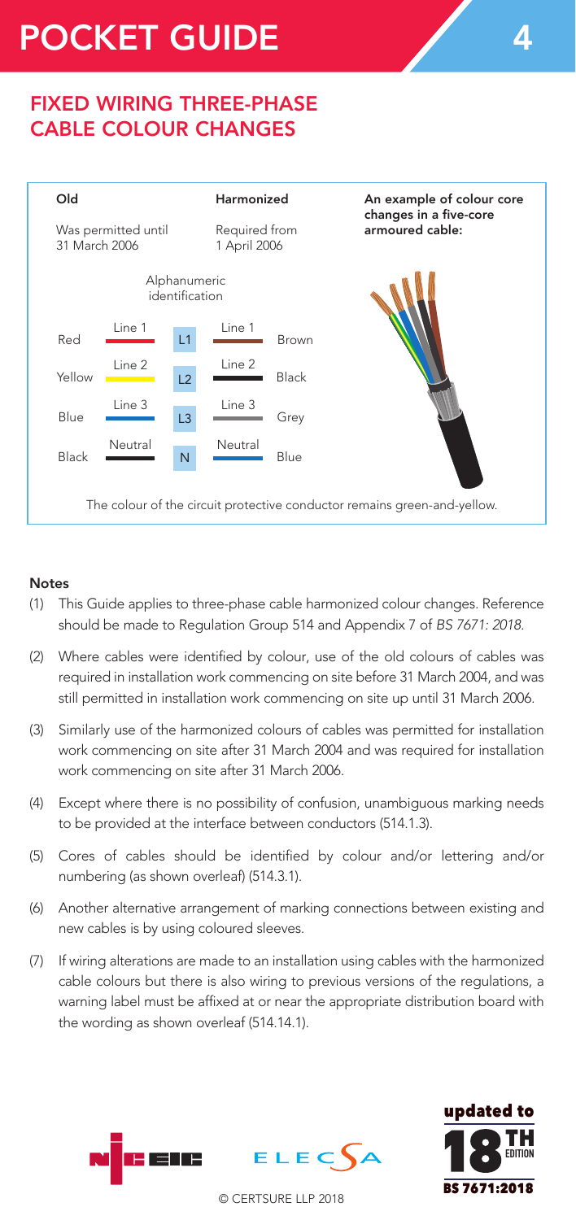# POCKET GUIDE 4

## FIXED WIRING THREE-PHASE CABLE COLOUR CHANGES

| Old | | Alphanumeric identification | Harmonized | |
|---|---|---|---|---|
| Was permitted until 31 March 2006 | | | Required from 1 April 2006 | |
| Red | Line 1 | L1 | Line 1 | Brown |
| Yellow | Line 2 | L2 | Line 2 | Black |
| Blue | Line 3 | L3 | Line 3 | Grey |
| Black | Neutral | N | Neutral | Blue |

**An example of colour core changes in a five-core armoured cable:**

The colour of the circuit protective conductor remains green-and-yellow.

**Notes**

(1) This Guide applies to three-phase cable harmonized colour changes. Reference should be made to Regulation Group 514 and Appendix 7 of *BS 7671: 2018*.

(2) Where cables were identified by colour, use of the old colours of cables was required in installation work commencing on site before 31 March 2004, and was still permitted in installation work commencing on site up until 31 March 2006.

(3) Similarly use of the harmonized colours of cables was permitted for installation work commencing on site after 31 March 2004 and was required for installation work commencing on site after 31 March 2006.

(4) Except where there is no possibility of confusion, unambiguous marking needs to be provided at the interface between conductors (514.1.3).

(5) Cores of cables should be identified by colour and/or lettering and/or numbering (as shown overleaf) (514.3.1).

(6) Another alternative arrangement of marking connections between existing and new cables is by using coloured sleeves.

(7) If wiring alterations are made to an installation using cables with the harmonized cable colours but there is also wiring to previous versions of the regulations, a warning label must be affixed at or near the appropriate distribution board with the wording as shown overleaf (514.14.1).

updated to 18TH EDITION BS 7671:2018

© CERTSURE LLP 2018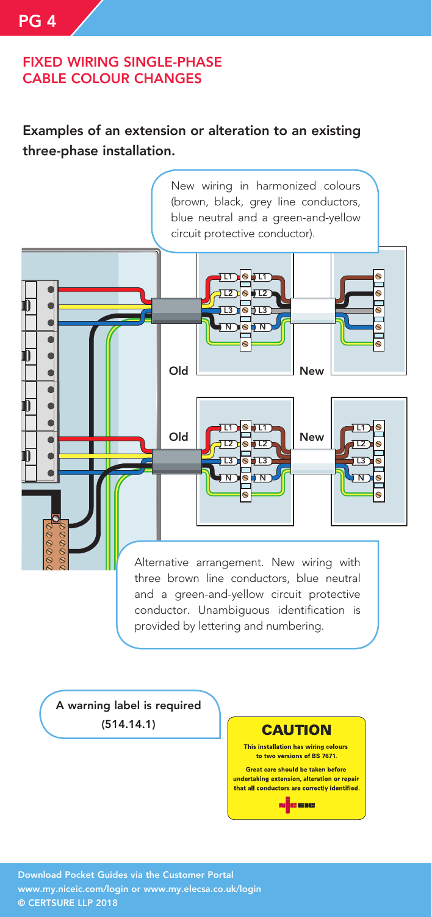## FIXED WIRING SINGLE-PHASE CABLE COLOUR CHANGES

### Examples of an extension or alteration to an existing three-phase installation.

New wiring in harmonized colours (brown, black, grey line conductors, blue neutral and a green-and-yellow circuit protective conductor).

L1 L1
L2 L2
L3 L3
N N

Old

New

L1 L1
L2 L2
L3 L3
N N

L1
L2
L3
N

Old

New

Alternative arrangement. New wiring with three brown line conductors, blue neutral and a green-and-yellow circuit protective conductor. Unambiguous identification is provided by lettering and numbering.

**A warning label is required (514.14.1)**

**CAUTION**

**This installation has wiring colours to two versions of BS 7671.**

**Great care should be taken before undertaking extension, alteration or repair that all conductors are correctly identified.**

Download Pocket Guides via the Customer Portal
www.my.niceic.com/login or www.my.elecsa.co.uk/login
© CERTSURE LLP 2018